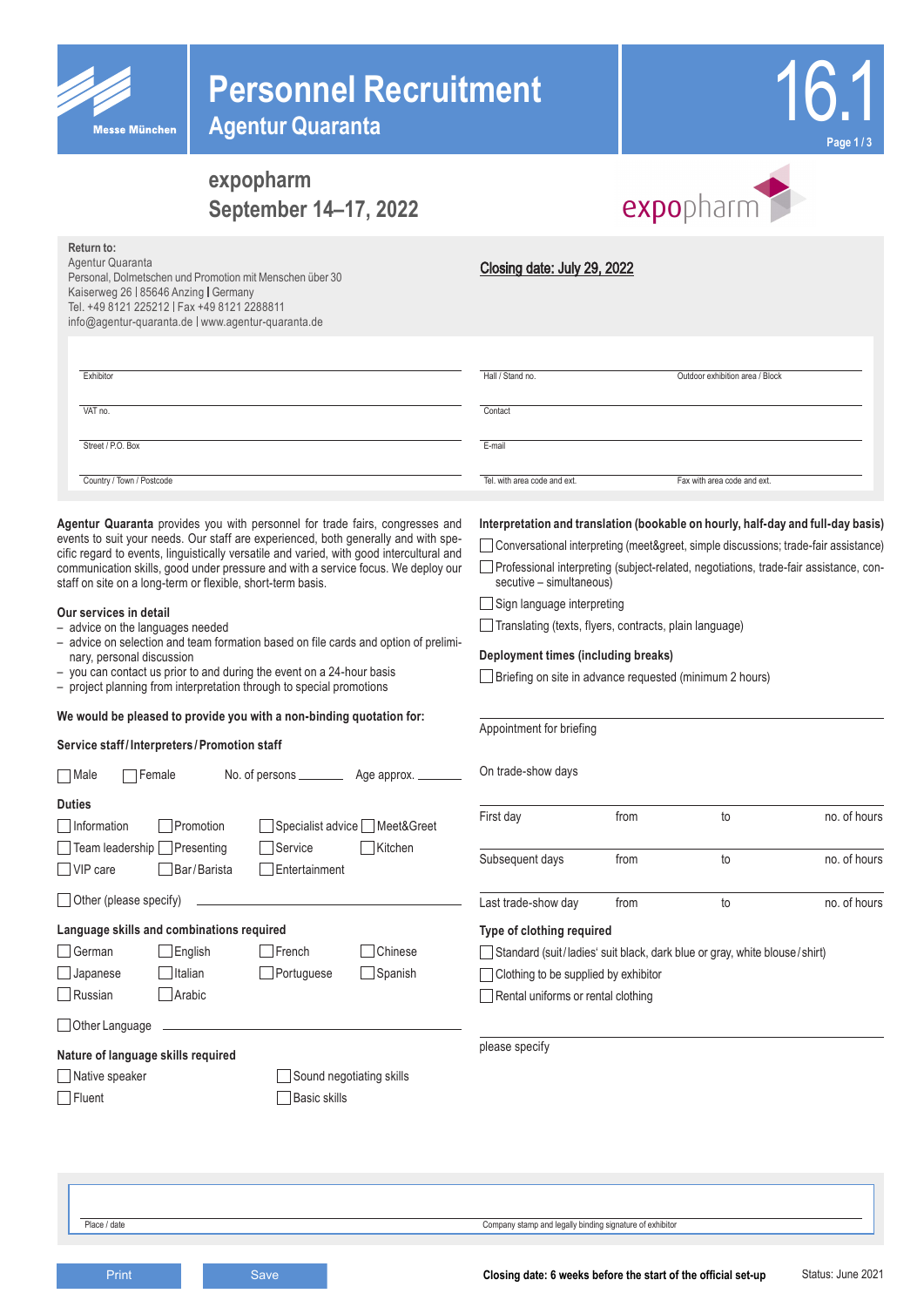# Personnel Recruitment

## Agentur Quaranta

16.1

**expopharm**
**September 14–17, 2022**

**Return to:**
Agentur Quaranta
Personal, Dolmetschen und Promotion mit Menschen über 30
Kaiserweg 26 | 85646 Anzing | Germany
Tel. +49 8121 225212 | Fax +49 8121 2288811
info@agentur-quaranta.de | www.agentur-quaranta.de

**Closing date: July 29, 2022**

| | | |
|---|---|---|
| Exhibitor | Hall / Stand no. | Outdoor exhibition area / Block |
| VAT no. | Contact | |
| Street / P.O. Box | E-mail | |
| Country / Town / Postcode | Tel. with area code and ext. | Fax with area code and ext. |

**Agentur Quaranta** provides you with personnel for trade fairs, congresses and events to suit your needs. Our staff are experienced, both generally and with specific regard to events, linguistically versatile and varied, with good intercultural and communication skills, good under pressure and with a service focus. We deploy our staff on site on a long-term or flexible, short-term basis.

**Our services in detail**

- advice on the languages needed
- advice on selection and team formation based on file cards and option of preliminary, personal discussion
- you can contact us prior to and during the event on a 24-hour basis
- project planning from interpretation through to special promotions

**We would be pleased to provide you with a non-binding quotation for:**

**Service staff / Interpreters / Promotion staff**

☐ Male ☐ Female No. of persons ______ Age approx. ______

**Duties**

☐ Information ☐ Promotion ☐ Specialist advice ☐ Meet&Greet
☐ Team leadership ☐ Presenting ☐ Service ☐ Kitchen
☐ VIP care ☐ Bar / Barista ☐ Entertainment

☐ Other (please specify) ______

**Language skills and combinations required**

☐ German ☐ English ☐ French ☐ Chinese
☐ Japanese ☐ Italian ☐ Portuguese ☐ Spanish
☐ Russian ☐ Arabic

☐ Other Language ______

**Nature of language skills required**

☐ Native speaker ☐ Sound negotiating skills
☐ Fluent ☐ Basic skills

**Interpretation and translation (bookable on hourly, half-day and full-day basis)**

☐ Conversational interpreting (meet&greet, simple discussions; trade-fair assistance)
☐ Professional interpreting (subject-related, negotiations, trade-fair assistance, consecutive – simultaneous)
☐ Sign language interpreting
☐ Translating (texts, flyers, contracts, plain language)

**Deployment times (including breaks)**

☐ Briefing on site in advance requested (minimum 2 hours)

Appointment for briefing ______

On trade-show days

| | | | |
|---|---|---|---|
| First day | from | to | no. of hours |
| Subsequent days | from | to | no. of hours |
| Last trade-show day | from | to | no. of hours |

**Type of clothing required**

☐ Standard (suit / ladies' suit black, dark blue or gray, white blouse / shirt)
☐ Clothing to be supplied by exhibitor
☐ Rental uniforms or rental clothing

please specify ______

| | |
|---|---|
| Place / date | Company stamp and legally binding signature of exhibitor |

Print | Save

**Closing date: 6 weeks before the start of the official set-up**

Status: June 2021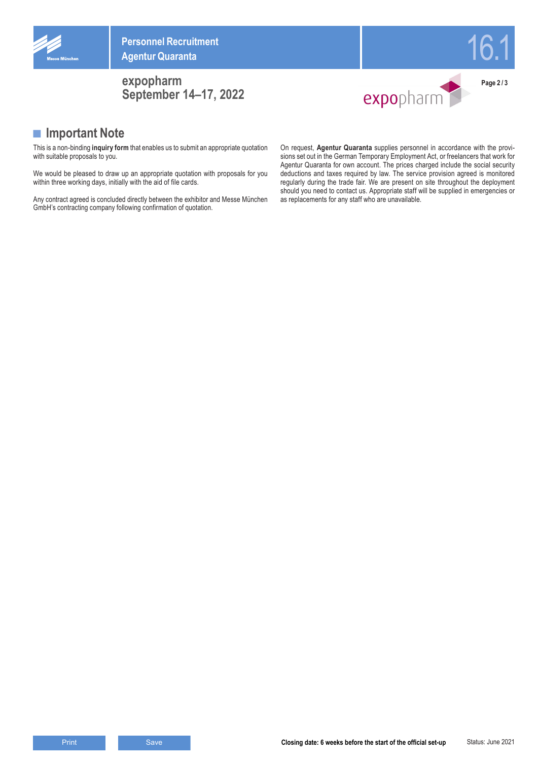## Important Note

This is a non-binding **inquiry form** that enables us to submit an appropriate quotation with suitable proposals to you.

We would be pleased to draw up an appropriate quotation with proposals for you within three working days, initially with the aid of file cards.

Any contract agreed is concluded directly between the exhibitor and Messe München GmbH's contracting company following confirmation of quotation.

On request, **Agentur Quaranta** supplies personnel in accordance with the provisions set out in the German Temporary Employment Act, or freelancers that work for Agentur Quaranta for own account. The prices charged include the social security deductions and taxes required by law. The service provision agreed is monitored regularly during the trade fair. We are present on site throughout the deployment should you need to contact us. Appropriate staff will be supplied in emergencies or as replacements for any staff who are unavailable.

**Closing date: 6 weeks before the start of the official set-up**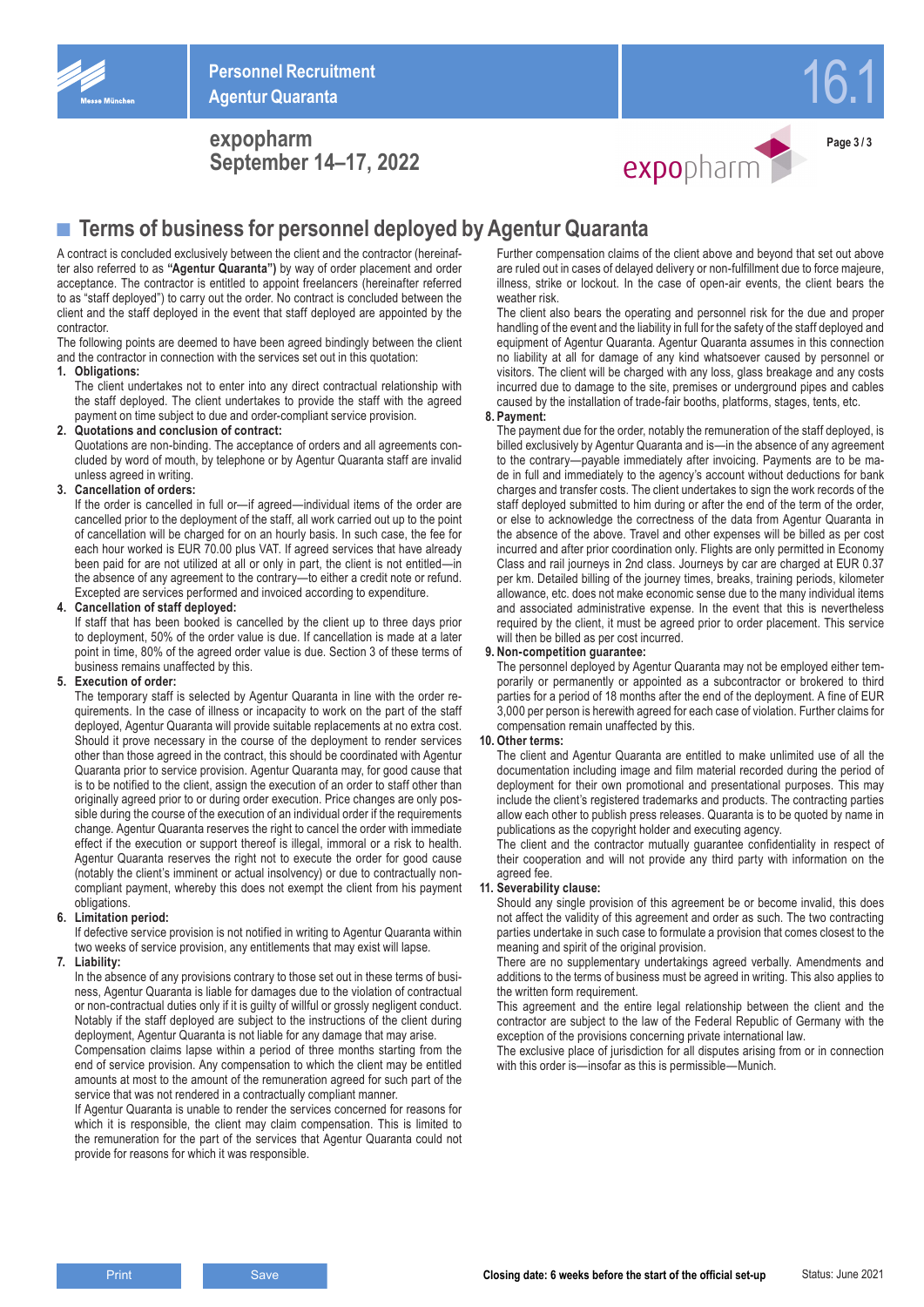# Terms of business for personnel deployed by Agentur Quaranta

A contract is concluded exclusively between the client and the contractor (hereinafter also referred to as **"Agentur Quaranta")** by way of order placement and order acceptance. The contractor is entitled to appoint freelancers (hereinafter referred to as "staff deployed") to carry out the order. No contract is concluded between the client and the staff deployed in the event that staff deployed are appointed by the contractor.

The following points are deemed to have been agreed bindingly between the client and the contractor in connection with the services set out in this quotation:

1. **Obligations:**
   The client undertakes not to enter into any direct contractual relationship with the staff deployed. The client undertakes to provide the staff with the agreed payment on time subject to due and order-compliant service provision.
2. **Quotations and conclusion of contract:**
   Quotations are non-binding. The acceptance of orders and all agreements concluded by word of mouth, by telephone or by Agentur Quaranta staff are invalid unless agreed in writing.
3. **Cancellation of orders:**
   If the order is cancelled in full or—if agreed—individual items of the order are cancelled prior to the deployment of the staff, all work carried out up to the point of cancellation will be charged for on an hourly basis. In such case, the fee for each hour worked is EUR 70.00 plus VAT. If agreed services that have already been paid for are not utilized at all or only in part, the client is not entitled—in the absence of any agreement to the contrary—to either a credit note or refund. Excepted are services performed and invoiced according to expenditure.
4. **Cancellation of staff deployed:**
   If staff that has been booked is cancelled by the client up to three days prior to deployment, 50% of the order value is due. If cancellation is made at a later point in time, 80% of the agreed order value is due. Section 3 of these terms of business remains unaffected by this.
5. **Execution of order:**
   The temporary staff is selected by Agentur Quaranta in line with the order requirements. In the case of illness or incapacity to work on the part of the staff deployed, Agentur Quaranta will provide suitable replacements at no extra cost. Should it prove necessary in the course of the deployment to render services other than those agreed in the contract, this should be coordinated with Agentur Quaranta prior to service provision. Agentur Quaranta may, for good cause that is to be notified to the client, assign the execution of an order to staff other than originally agreed prior to or during order execution. Price changes are only possible during the course of the execution of an individual order if the requirements change. Agentur Quaranta reserves the right to cancel the order with immediate effect if the execution or support thereof is illegal, immoral or a risk to health. Agentur Quaranta reserves the right not to execute the order for good cause (notably the client's imminent or actual insolvency) or due to contractually non-compliant payment, whereby this does not exempt the client from his payment obligations.
6. **Limitation period:**
   If defective service provision is not notified in writing to Agentur Quaranta within two weeks of service provision, any entitlements that may exist will lapse.
7. **Liability:**
   In the absence of any provisions contrary to those set out in these terms of business, Agentur Quaranta is liable for damages due to the violation of contractual or non-contractual duties only if it is guilty of willful or grossly negligent conduct. Notably if the staff deployed are subject to the instructions of the client during deployment, Agentur Quaranta is not liable for any damage that may arise.
   Compensation claims lapse within a period of three months starting from the end of service provision. Any compensation to which the client may be entitled amounts at most to the amount of the remuneration agreed for such part of the service that was not rendered in a contractually compliant manner.
   If Agentur Quaranta is unable to render the services concerned for reasons for which it is responsible, the client may claim compensation. This is limited to the remuneration for the part of the services that Agentur Quaranta could not provide for reasons for which it was responsible.
   Further compensation claims of the client above and beyond that set out above are ruled out in cases of delayed delivery or non-fulfillment due to force majeure, illness, strike or lockout. In the case of open-air events, the client bears the weather risk.
   The client also bears the operating and personnel risk for the due and proper handling of the event and the liability in full for the safety of the staff deployed and equipment of Agentur Quaranta. Agentur Quaranta assumes in this connection no liability at all for damage of any kind whatsoever caused by personnel or visitors. The client will be charged with any loss, glass breakage and any costs incurred due to damage to the site, premises or underground pipes and cables caused by the installation of trade-fair booths, platforms, stages, tents, etc.
8. **Payment:**
   The payment due for the order, notably the remuneration of the staff deployed, is billed exclusively by Agentur Quaranta and is—in the absence of any agreement to the contrary—payable immediately after invoicing. Payments are to be made in full and immediately to the agency's account without deductions for bank charges and transfer costs. The client undertakes to sign the work records of the staff deployed submitted to him during or after the end of the term of the order, or else to acknowledge the correctness of the data from Agentur Quaranta in the absence of the above. Travel and other expenses will be billed as per cost incurred and after prior coordination only. Flights are only permitted in Economy Class and rail journeys in 2nd class. Journeys by car are charged at EUR 0.37 per km. Detailed billing of the journey times, breaks, training periods, kilometer allowance, etc. does not make economic sense due to the many individual items and associated administrative expense. In the event that this is nevertheless required by the client, it must be agreed prior to order placement. This service will then be billed as per cost incurred.
9. **Non-competition guarantee:**
   The personnel deployed by Agentur Quaranta may not be employed either temporarily or permanently or appointed as a subcontractor or brokered to third parties for a period of 18 months after the end of the deployment. A fine of EUR 3,000 per person is herewith agreed for each case of violation. Further claims for compensation remain unaffected by this.
10. **Other terms:**
    The client and Agentur Quaranta are entitled to make unlimited use of all the documentation including image and film material recorded during the period of deployment for their own promotional and presentational purposes. This may include the client's registered trademarks and products. The contracting parties allow each other to publish press releases. Quaranta is to be quoted by name in publications as the copyright holder and executing agency.
    The client and the contractor mutually guarantee confidentiality in respect of their cooperation and will not provide any third party with information on the agreed fee.
11. **Severability clause:**
    Should any single provision of this agreement be or become invalid, this does not affect the validity of this agreement and order as such. The two contracting parties undertake in such case to formulate a provision that comes closest to the meaning and spirit of the original provision.
    There are no supplementary undertakings agreed verbally. Amendments and additions to the terms of business must be agreed in writing. This also applies to the written form requirement.
    This agreement and the entire legal relationship between the client and the contractor are subject to the law of the Federal Republic of Germany with the exception of the provisions concerning private international law.
    The exclusive place of jurisdiction for all disputes arising from or in connection with this order is—insofar as this is permissible—Munich.